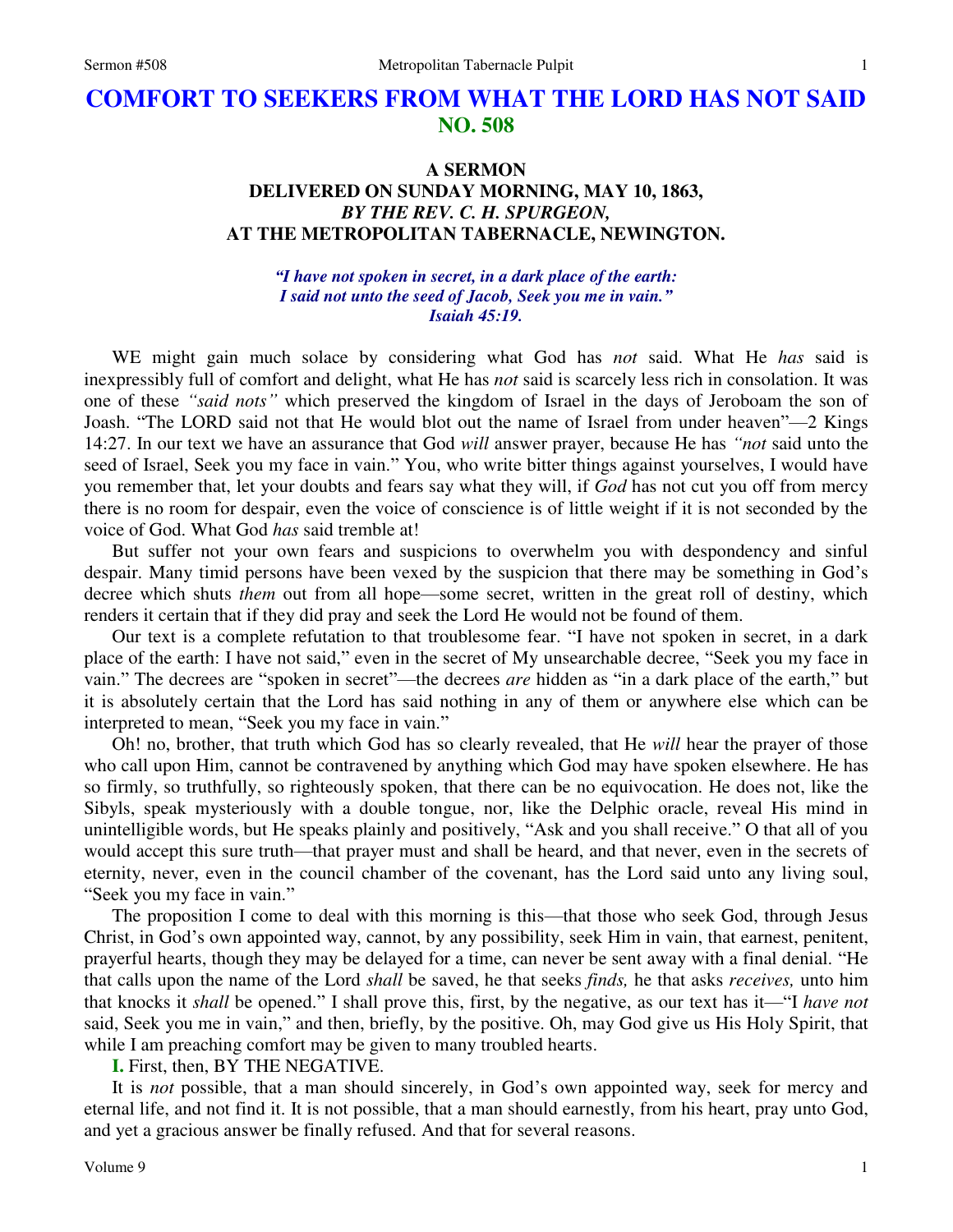# COMFORT TO SEEKERS FROM WHAT THE LORD HAS NOT SAID
## NO. 508

### A SERMON
### DELIVERED ON SUNDAY MORNING, MAY 10, 1863,
### *BY THE REV. C. H. SPURGEON,*
### AT THE METROPOLITAN TABERNACLE, NEWINGTON.

*"I have not spoken in secret, in a dark place of the earth:*
*I said not unto the seed of Jacob, Seek you me in vain."*
*Isaiah 45:19.*

WE might gain much solace by considering what God has *not* said. What He *has* said is inexpressibly full of comfort and delight, what He has *not* said is scarcely less rich in consolation. It was one of these *"said nots"* which preserved the kingdom of Israel in the days of Jeroboam the son of Joash. "The LORD said not that He would blot out the name of Israel from under heaven"—2 Kings 14:27. In our text we have an assurance that God *will* answer prayer, because He has *"not* said unto the seed of Israel, Seek you my face in vain." You, who write bitter things against yourselves, I would have you remember that, let your doubts and fears say what they will, if *God* has not cut you off from mercy there is no room for despair, even the voice of conscience is of little weight if it is not seconded by the voice of God. What God *has* said tremble at!

But suffer not your own fears and suspicions to overwhelm you with despondency and sinful despair. Many timid persons have been vexed by the suspicion that there may be something in God's decree which shuts *them* out from all hope—some secret, written in the great roll of destiny, which renders it certain that if they did pray and seek the Lord He would not be found of them.

Our text is a complete refutation to that troublesome fear. "I have not spoken in secret, in a dark place of the earth: I have not said," even in the secret of My unsearchable decree, "Seek you my face in vain." The decrees are "spoken in secret"—the decrees *are* hidden as "in a dark place of the earth," but it is absolutely certain that the Lord has said nothing in any of them or anywhere else which can be interpreted to mean, "Seek you my face in vain."

Oh! no, brother, that truth which God has so clearly revealed, that He *will* hear the prayer of those who call upon Him, cannot be contravened by anything which God may have spoken elsewhere. He has so firmly, so truthfully, so righteously spoken, that there can be no equivocation. He does not, like the Sibyls, speak mysteriously with a double tongue, nor, like the Delphic oracle, reveal His mind in unintelligible words, but He speaks plainly and positively, "Ask and you shall receive." O that all of you would accept this sure truth—that prayer must and shall be heard, and that never, even in the secrets of eternity, never, even in the council chamber of the covenant, has the Lord said unto any living soul, "Seek you my face in vain."

The proposition I come to deal with this morning is this—that those who seek God, through Jesus Christ, in God's own appointed way, cannot, by any possibility, seek Him in vain, that earnest, penitent, prayerful hearts, though they may be delayed for a time, can never be sent away with a final denial. "He that calls upon the name of the Lord *shall* be saved, he that seeks *finds,* he that asks *receives,* unto him that knocks it *shall* be opened." I shall prove this, first, by the negative, as our text has it—"I *have not* said, Seek you me in vain," and then, briefly, by the positive. Oh, may God give us His Holy Spirit, that while I am preaching comfort may be given to many troubled hearts.

**I.** First, then, BY THE NEGATIVE.

It is *not* possible, that a man should sincerely, in God's own appointed way, seek for mercy and eternal life, and not find it. It is not possible, that a man should earnestly, from his heart, pray unto God, and yet a gracious answer be finally refused. And that for several reasons.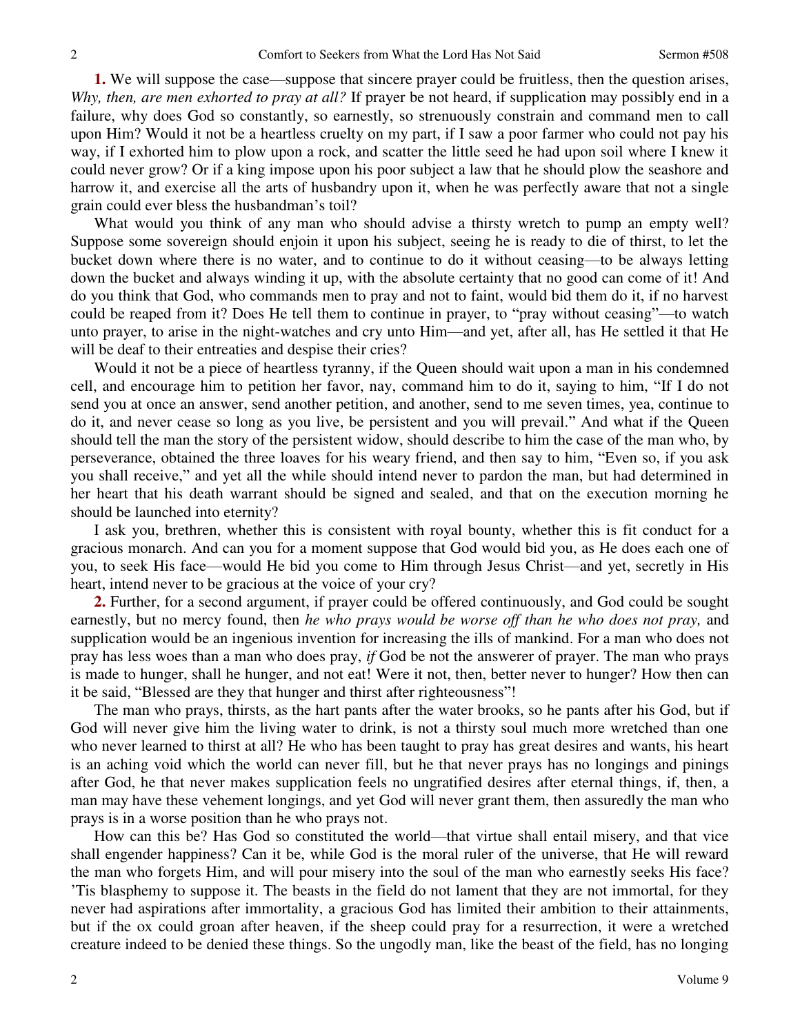**1.** We will suppose the case—suppose that sincere prayer could be fruitless, then the question arises, *Why, then, are men exhorted to pray at all?* If prayer be not heard, if supplication may possibly end in a failure, why does God so constantly, so earnestly, so strenuously constrain and command men to call upon Him? Would it not be a heartless cruelty on my part, if I saw a poor farmer who could not pay his way, if I exhorted him to plow upon a rock, and scatter the little seed he had upon soil where I knew it could never grow? Or if a king impose upon his poor subject a law that he should plow the seashore and harrow it, and exercise all the arts of husbandry upon it, when he was perfectly aware that not a single grain could ever bless the husbandman's toil?

What would you think of any man who should advise a thirsty wretch to pump an empty well? Suppose some sovereign should enjoin it upon his subject, seeing he is ready to die of thirst, to let the bucket down where there is no water, and to continue to do it without ceasing—to be always letting down the bucket and always winding it up, with the absolute certainty that no good can come of it! And do you think that God, who commands men to pray and not to faint, would bid them do it, if no harvest could be reaped from it? Does He tell them to continue in prayer, to "pray without ceasing"—to watch unto prayer, to arise in the night-watches and cry unto Him—and yet, after all, has He settled it that He will be deaf to their entreaties and despise their cries?

Would it not be a piece of heartless tyranny, if the Queen should wait upon a man in his condemned cell, and encourage him to petition her favor, nay, command him to do it, saying to him, "If I do not send you at once an answer, send another petition, and another, send to me seven times, yea, continue to do it, and never cease so long as you live, be persistent and you will prevail." And what if the Queen should tell the man the story of the persistent widow, should describe to him the case of the man who, by perseverance, obtained the three loaves for his weary friend, and then say to him, "Even so, if you ask you shall receive," and yet all the while should intend never to pardon the man, but had determined in her heart that his death warrant should be signed and sealed, and that on the execution morning he should be launched into eternity?

I ask you, brethren, whether this is consistent with royal bounty, whether this is fit conduct for a gracious monarch. And can you for a moment suppose that God would bid you, as He does each one of you, to seek His face—would He bid you come to Him through Jesus Christ—and yet, secretly in His heart, intend never to be gracious at the voice of your cry?

**2.** Further, for a second argument, if prayer could be offered continuously, and God could be sought earnestly, but no mercy found, then *he who prays would be worse off than he who does not pray,* and supplication would be an ingenious invention for increasing the ills of mankind. For a man who does not pray has less woes than a man who does pray, *if* God be not the answerer of prayer. The man who prays is made to hunger, shall he hunger, and not eat! Were it not, then, better never to hunger? How then can it be said, "Blessed are they that hunger and thirst after righteousness"!

The man who prays, thirsts, as the hart pants after the water brooks, so he pants after his God, but if God will never give him the living water to drink, is not a thirsty soul much more wretched than one who never learned to thirst at all? He who has been taught to pray has great desires and wants, his heart is an aching void which the world can never fill, but he that never prays has no longings and pinings after God, he that never makes supplication feels no ungratified desires after eternal things, if, then, a man may have these vehement longings, and yet God will never grant them, then assuredly the man who prays is in a worse position than he who prays not.

How can this be? Has God so constituted the world—that virtue shall entail misery, and that vice shall engender happiness? Can it be, while God is the moral ruler of the universe, that He will reward the man who forgets Him, and will pour misery into the soul of the man who earnestly seeks His face? 'Tis blasphemy to suppose it. The beasts in the field do not lament that they are not immortal, for they never had aspirations after immortality, a gracious God has limited their ambition to their attainments, but if the ox could groan after heaven, if the sheep could pray for a resurrection, it were a wretched creature indeed to be denied these things. So the ungodly man, like the beast of the field, has no longing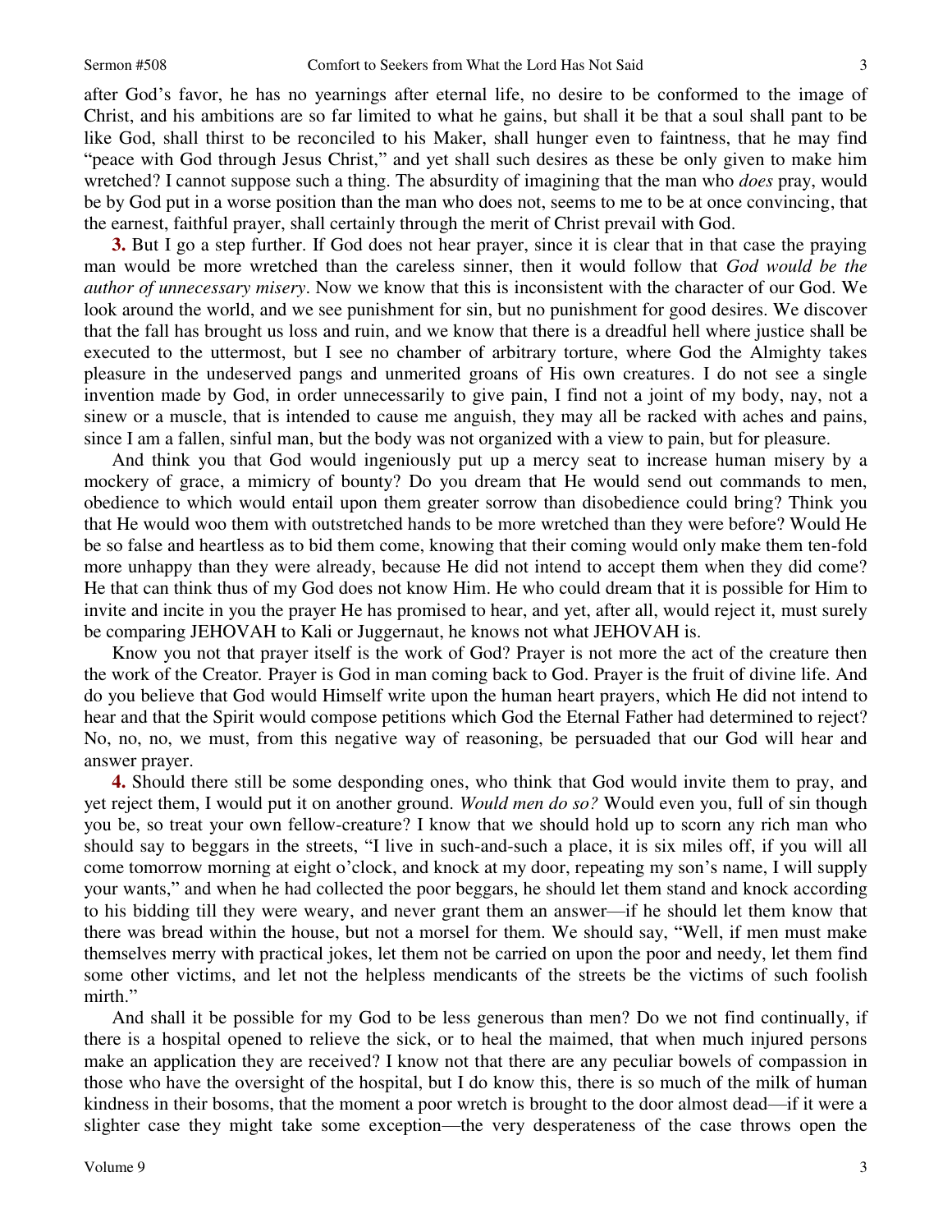after God's favor, he has no yearnings after eternal life, no desire to be conformed to the image of Christ, and his ambitions are so far limited to what he gains, but shall it be that a soul shall pant to be like God, shall thirst to be reconciled to his Maker, shall hunger even to faintness, that he may find "peace with God through Jesus Christ," and yet shall such desires as these be only given to make him wretched? I cannot suppose such a thing. The absurdity of imagining that the man who *does* pray, would be by God put in a worse position than the man who does not, seems to me to be at once convincing, that the earnest, faithful prayer, shall certainly through the merit of Christ prevail with God.

**3.** But I go a step further. If God does not hear prayer, since it is clear that in that case the praying man would be more wretched than the careless sinner, then it would follow that *God would be the author of unnecessary misery*. Now we know that this is inconsistent with the character of our God. We look around the world, and we see punishment for sin, but no punishment for good desires. We discover that the fall has brought us loss and ruin, and we know that there is a dreadful hell where justice shall be executed to the uttermost, but I see no chamber of arbitrary torture, where God the Almighty takes pleasure in the undeserved pangs and unmerited groans of His own creatures. I do not see a single invention made by God, in order unnecessarily to give pain, I find not a joint of my body, nay, not a sinew or a muscle, that is intended to cause me anguish, they may all be racked with aches and pains, since I am a fallen, sinful man, but the body was not organized with a view to pain, but for pleasure.

And think you that God would ingeniously put up a mercy seat to increase human misery by a mockery of grace, a mimicry of bounty? Do you dream that He would send out commands to men, obedience to which would entail upon them greater sorrow than disobedience could bring? Think you that He would woo them with outstretched hands to be more wretched than they were before? Would He be so false and heartless as to bid them come, knowing that their coming would only make them ten-fold more unhappy than they were already, because He did not intend to accept them when they did come? He that can think thus of my God does not know Him. He who could dream that it is possible for Him to invite and incite in you the prayer He has promised to hear, and yet, after all, would reject it, must surely be comparing JEHOVAH to Kali or Juggernaut, he knows not what JEHOVAH is.

Know you not that prayer itself is the work of God? Prayer is not more the act of the creature then the work of the Creator. Prayer is God in man coming back to God. Prayer is the fruit of divine life. And do you believe that God would Himself write upon the human heart prayers, which He did not intend to hear and that the Spirit would compose petitions which God the Eternal Father had determined to reject? No, no, no, we must, from this negative way of reasoning, be persuaded that our God will hear and answer prayer.

**4.** Should there still be some desponding ones, who think that God would invite them to pray, and yet reject them, I would put it on another ground. *Would men do so?* Would even you, full of sin though you be, so treat your own fellow-creature? I know that we should hold up to scorn any rich man who should say to beggars in the streets, "I live in such-and-such a place, it is six miles off, if you will all come tomorrow morning at eight o'clock, and knock at my door, repeating my son's name, I will supply your wants," and when he had collected the poor beggars, he should let them stand and knock according to his bidding till they were weary, and never grant them an answer—if he should let them know that there was bread within the house, but not a morsel for them. We should say, "Well, if men must make themselves merry with practical jokes, let them not be carried on upon the poor and needy, let them find some other victims, and let not the helpless mendicants of the streets be the victims of such foolish mirth."

And shall it be possible for my God to be less generous than men? Do we not find continually, if there is a hospital opened to relieve the sick, or to heal the maimed, that when much injured persons make an application they are received? I know not that there are any peculiar bowels of compassion in those who have the oversight of the hospital, but I do know this, there is so much of the milk of human kindness in their bosoms, that the moment a poor wretch is brought to the door almost dead—if it were a slighter case they might take some exception—the very desperateness of the case throws open the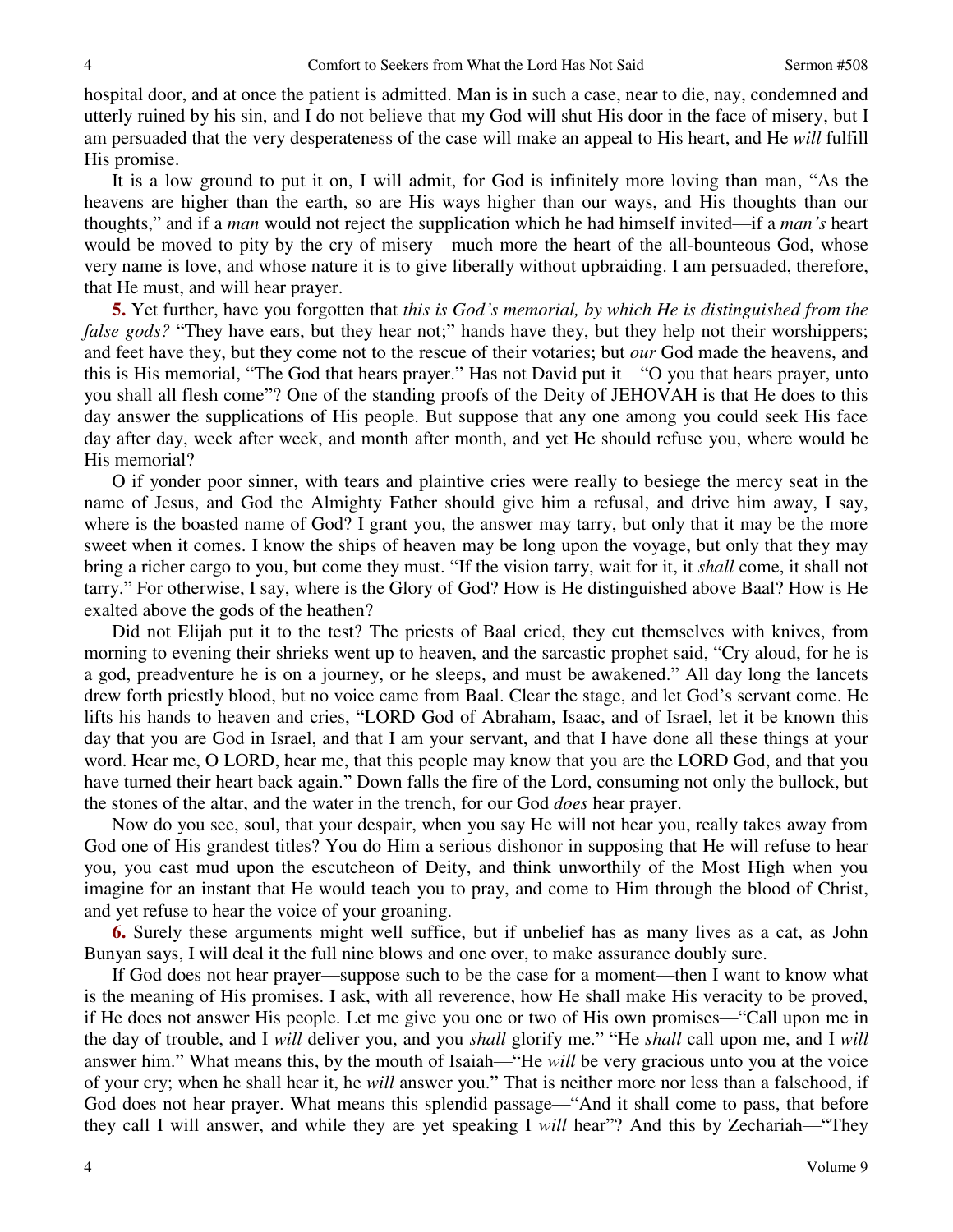hospital door, and at once the patient is admitted. Man is in such a case, near to die, nay, condemned and utterly ruined by his sin, and I do not believe that my God will shut His door in the face of misery, but I am persuaded that the very desperateness of the case will make an appeal to His heart, and He *will* fulfill His promise.

It is a low ground to put it on, I will admit, for God is infinitely more loving than man, "As the heavens are higher than the earth, so are His ways higher than our ways, and His thoughts than our thoughts," and if a *man* would not reject the supplication which he had himself invited—if a *man's* heart would be moved to pity by the cry of misery—much more the heart of the all-bounteous God, whose very name is love, and whose nature it is to give liberally without upbraiding. I am persuaded, therefore, that He must, and will hear prayer.

**5.** Yet further, have you forgotten that *this is God's memorial, by which He is distinguished from the false gods?* "They have ears, but they hear not;" hands have they, but they help not their worshippers; and feet have they, but they come not to the rescue of their votaries; but *our* God made the heavens, and this is His memorial, "The God that hears prayer." Has not David put it—"O you that hears prayer, unto you shall all flesh come"? One of the standing proofs of the Deity of JEHOVAH is that He does to this day answer the supplications of His people. But suppose that any one among you could seek His face day after day, week after week, and month after month, and yet He should refuse you, where would be His memorial?

O if yonder poor sinner, with tears and plaintive cries were really to besiege the mercy seat in the name of Jesus, and God the Almighty Father should give him a refusal, and drive him away, I say, where is the boasted name of God? I grant you, the answer may tarry, but only that it may be the more sweet when it comes. I know the ships of heaven may be long upon the voyage, but only that they may bring a richer cargo to you, but come they must. "If the vision tarry, wait for it, it *shall* come, it shall not tarry." For otherwise, I say, where is the Glory of God? How is He distinguished above Baal? How is He exalted above the gods of the heathen?

Did not Elijah put it to the test? The priests of Baal cried, they cut themselves with knives, from morning to evening their shrieks went up to heaven, and the sarcastic prophet said, "Cry aloud, for he is a god, preadventure he is on a journey, or he sleeps, and must be awakened." All day long the lancets drew forth priestly blood, but no voice came from Baal. Clear the stage, and let God's servant come. He lifts his hands to heaven and cries, "LORD God of Abraham, Isaac, and of Israel, let it be known this day that you are God in Israel, and that I am your servant, and that I have done all these things at your word. Hear me, O LORD, hear me, that this people may know that you are the LORD God, and that you have turned their heart back again." Down falls the fire of the Lord, consuming not only the bullock, but the stones of the altar, and the water in the trench, for our God *does* hear prayer.

Now do you see, soul, that your despair, when you say He will not hear you, really takes away from God one of His grandest titles? You do Him a serious dishonor in supposing that He will refuse to hear you, you cast mud upon the escutcheon of Deity, and think unworthily of the Most High when you imagine for an instant that He would teach you to pray, and come to Him through the blood of Christ, and yet refuse to hear the voice of your groaning.

**6.** Surely these arguments might well suffice, but if unbelief has as many lives as a cat, as John Bunyan says, I will deal it the full nine blows and one over, to make assurance doubly sure.

If God does not hear prayer—suppose such to be the case for a moment—then I want to know what is the meaning of His promises. I ask, with all reverence, how He shall make His veracity to be proved, if He does not answer His people. Let me give you one or two of His own promises—"Call upon me in the day of trouble, and I *will* deliver you, and you *shall* glorify me." "He *shall* call upon me, and I *will* answer him." What means this, by the mouth of Isaiah—"He *will* be very gracious unto you at the voice of your cry; when he shall hear it, he *will* answer you." That is neither more nor less than a falsehood, if God does not hear prayer. What means this splendid passage—"And it shall come to pass, that before they call I will answer, and while they are yet speaking I *will* hear"? And this by Zechariah—"They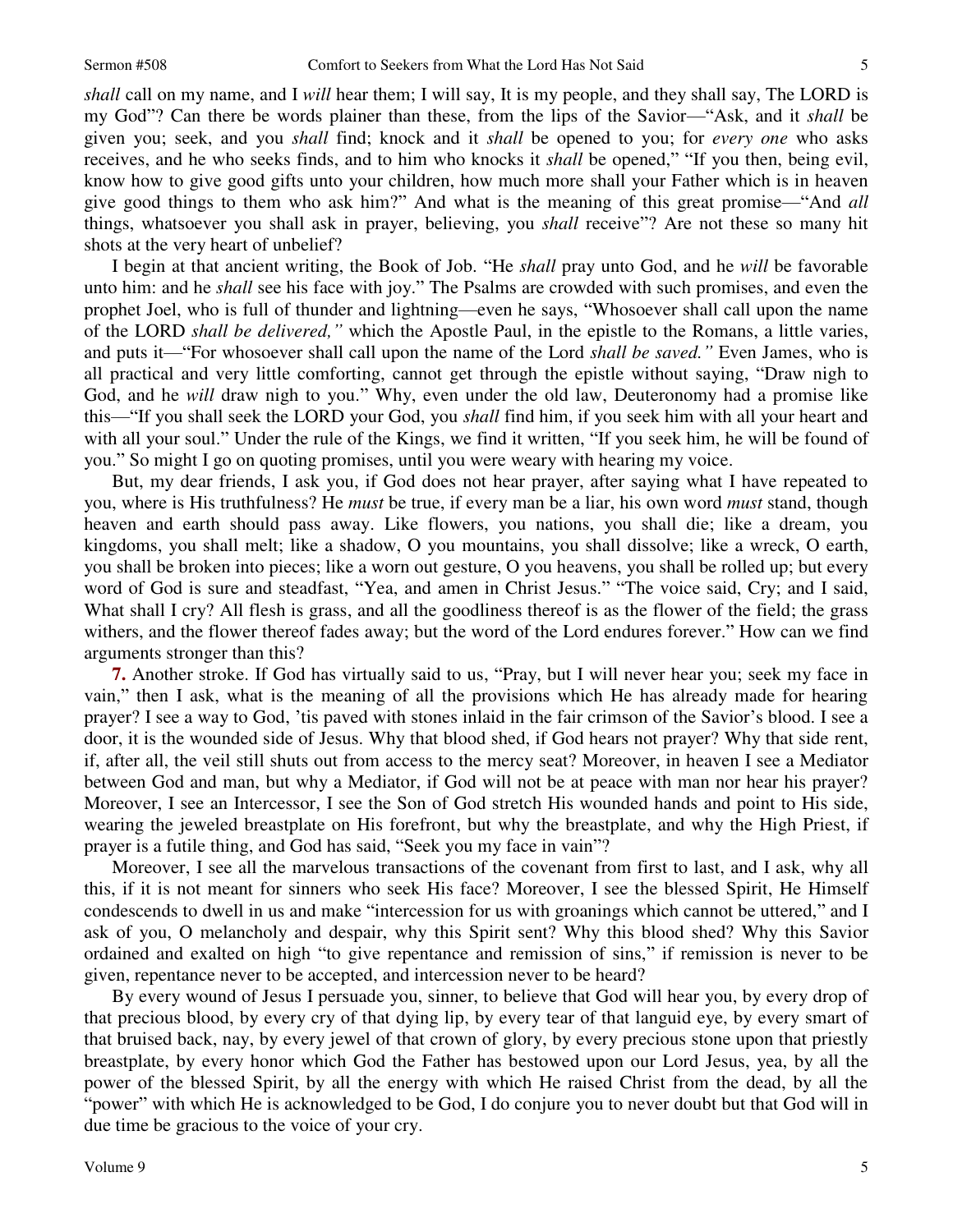*shall* call on my name, and I *will* hear them; I will say, It is my people, and they shall say, The LORD is my God"? Can there be words plainer than these, from the lips of the Savior—"Ask, and it *shall* be given you; seek, and you *shall* find; knock and it *shall* be opened to you; for *every one* who asks receives, and he who seeks finds, and to him who knocks it *shall* be opened," "If you then, being evil, know how to give good gifts unto your children, how much more shall your Father which is in heaven give good things to them who ask him?" And what is the meaning of this great promise—"And *all* things, whatsoever you shall ask in prayer, believing, you *shall* receive"? Are not these so many hit shots at the very heart of unbelief?

I begin at that ancient writing, the Book of Job. "He *shall* pray unto God, and he *will* be favorable unto him: and he *shall* see his face with joy." The Psalms are crowded with such promises, and even the prophet Joel, who is full of thunder and lightning—even he says, "Whosoever shall call upon the name of the LORD *shall be delivered,"* which the Apostle Paul, in the epistle to the Romans, a little varies, and puts it—"For whosoever shall call upon the name of the Lord *shall be saved."* Even James, who is all practical and very little comforting, cannot get through the epistle without saying, "Draw nigh to God, and he *will* draw nigh to you." Why, even under the old law, Deuteronomy had a promise like this—"If you shall seek the LORD your God, you *shall* find him, if you seek him with all your heart and with all your soul." Under the rule of the Kings, we find it written, "If you seek him, he will be found of you." So might I go on quoting promises, until you were weary with hearing my voice.

But, my dear friends, I ask you, if God does not hear prayer, after saying what I have repeated to you, where is His truthfulness? He *must* be true, if every man be a liar, his own word *must* stand, though heaven and earth should pass away. Like flowers, you nations, you shall die; like a dream, you kingdoms, you shall melt; like a shadow, O you mountains, you shall dissolve; like a wreck, O earth, you shall be broken into pieces; like a worn out gesture, O you heavens, you shall be rolled up; but every word of God is sure and steadfast, "Yea, and amen in Christ Jesus." "The voice said, Cry; and I said, What shall I cry? All flesh is grass, and all the goodliness thereof is as the flower of the field; the grass withers, and the flower thereof fades away; but the word of the Lord endures forever." How can we find arguments stronger than this?

**7.** Another stroke. If God has virtually said to us, "Pray, but I will never hear you; seek my face in vain," then I ask, what is the meaning of all the provisions which He has already made for hearing prayer? I see a way to God, 'tis paved with stones inlaid in the fair crimson of the Savior's blood. I see a door, it is the wounded side of Jesus. Why that blood shed, if God hears not prayer? Why that side rent, if, after all, the veil still shuts out from access to the mercy seat? Moreover, in heaven I see a Mediator between God and man, but why a Mediator, if God will not be at peace with man nor hear his prayer? Moreover, I see an Intercessor, I see the Son of God stretch His wounded hands and point to His side, wearing the jeweled breastplate on His forefront, but why the breastplate, and why the High Priest, if prayer is a futile thing, and God has said, "Seek you my face in vain"?

Moreover, I see all the marvelous transactions of the covenant from first to last, and I ask, why all this, if it is not meant for sinners who seek His face? Moreover, I see the blessed Spirit, He Himself condescends to dwell in us and make "intercession for us with groanings which cannot be uttered," and I ask of you, O melancholy and despair, why this Spirit sent? Why this blood shed? Why this Savior ordained and exalted on high "to give repentance and remission of sins," if remission is never to be given, repentance never to be accepted, and intercession never to be heard?

By every wound of Jesus I persuade you, sinner, to believe that God will hear you, by every drop of that precious blood, by every cry of that dying lip, by every tear of that languid eye, by every smart of that bruised back, nay, by every jewel of that crown of glory, by every precious stone upon that priestly breastplate, by every honor which God the Father has bestowed upon our Lord Jesus, yea, by all the power of the blessed Spirit, by all the energy with which He raised Christ from the dead, by all the "power" with which He is acknowledged to be God, I do conjure you to never doubt but that God will in due time be gracious to the voice of your cry.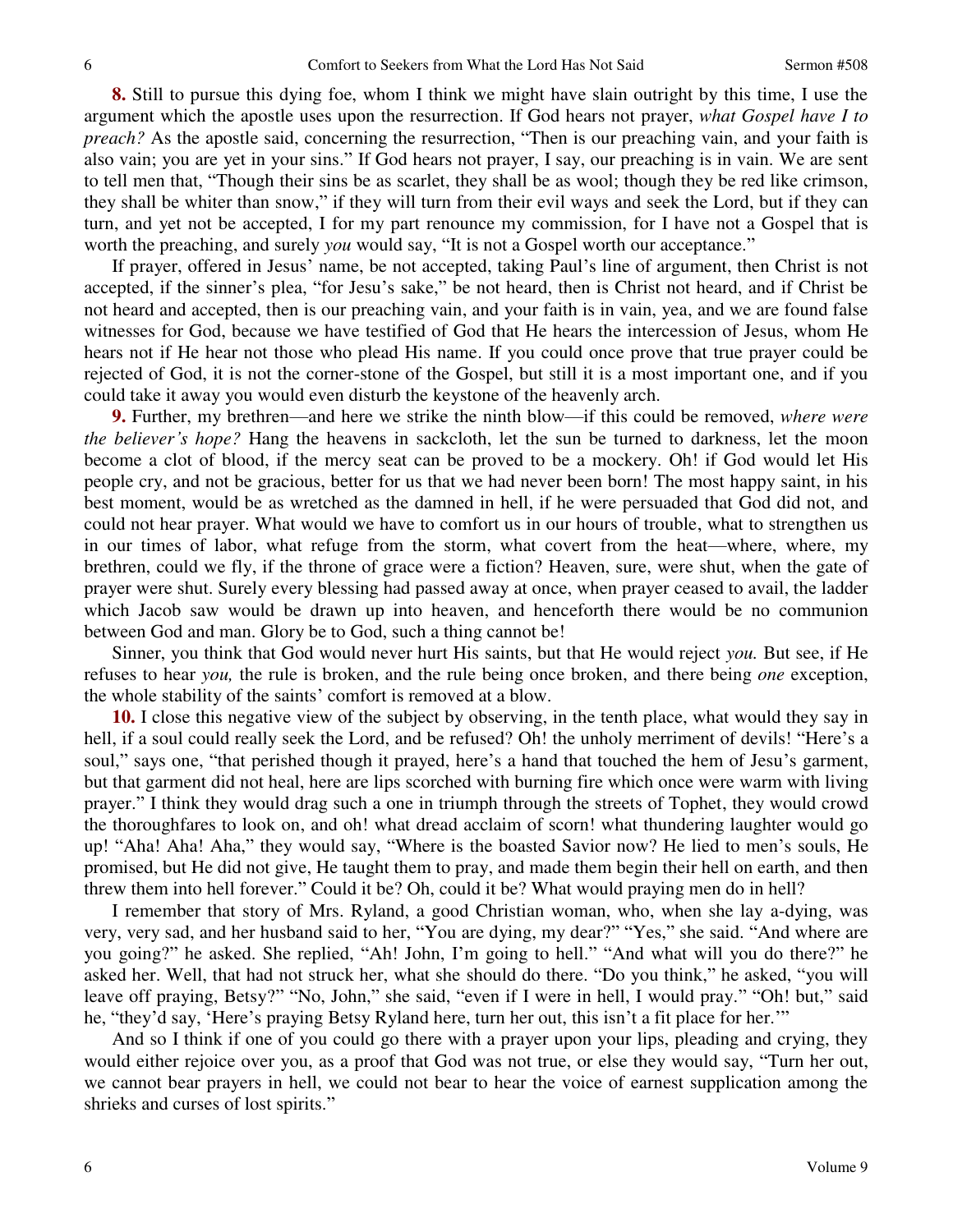**8.** Still to pursue this dying foe, whom I think we might have slain outright by this time, I use the argument which the apostle uses upon the resurrection. If God hears not prayer, *what Gospel have I to preach?* As the apostle said, concerning the resurrection, "Then is our preaching vain, and your faith is also vain; you are yet in your sins." If God hears not prayer, I say, our preaching is in vain. We are sent to tell men that, "Though their sins be as scarlet, they shall be as wool; though they be red like crimson, they shall be whiter than snow," if they will turn from their evil ways and seek the Lord, but if they can turn, and yet not be accepted, I for my part renounce my commission, for I have not a Gospel that is worth the preaching, and surely *you* would say, "It is not a Gospel worth our acceptance."

If prayer, offered in Jesus' name, be not accepted, taking Paul's line of argument, then Christ is not accepted, if the sinner's plea, "for Jesu's sake," be not heard, then is Christ not heard, and if Christ be not heard and accepted, then is our preaching vain, and your faith is in vain, yea, and we are found false witnesses for God, because we have testified of God that He hears the intercession of Jesus, whom He hears not if He hear not those who plead His name. If you could once prove that true prayer could be rejected of God, it is not the corner-stone of the Gospel, but still it is a most important one, and if you could take it away you would even disturb the keystone of the heavenly arch.

**9.** Further, my brethren—and here we strike the ninth blow—if this could be removed, *where were the believer's hope?* Hang the heavens in sackcloth, let the sun be turned to darkness, let the moon become a clot of blood, if the mercy seat can be proved to be a mockery. Oh! if God would let His people cry, and not be gracious, better for us that we had never been born! The most happy saint, in his best moment, would be as wretched as the damned in hell, if he were persuaded that God did not, and could not hear prayer. What would we have to comfort us in our hours of trouble, what to strengthen us in our times of labor, what refuge from the storm, what covert from the heat—where, where, my brethren, could we fly, if the throne of grace were a fiction? Heaven, sure, were shut, when the gate of prayer were shut. Surely every blessing had passed away at once, when prayer ceased to avail, the ladder which Jacob saw would be drawn up into heaven, and henceforth there would be no communion between God and man. Glory be to God, such a thing cannot be!

Sinner, you think that God would never hurt His saints, but that He would reject *you.* But see, if He refuses to hear *you,* the rule is broken, and the rule being once broken, and there being *one* exception, the whole stability of the saints' comfort is removed at a blow.

**10.** I close this negative view of the subject by observing, in the tenth place, what would they say in hell, if a soul could really seek the Lord, and be refused? Oh! the unholy merriment of devils! "Here's a soul," says one, "that perished though it prayed, here's a hand that touched the hem of Jesu's garment, but that garment did not heal, here are lips scorched with burning fire which once were warm with living prayer." I think they would drag such a one in triumph through the streets of Tophet, they would crowd the thoroughfares to look on, and oh! what dread acclaim of scorn! what thundering laughter would go up! "Aha! Aha! Aha," they would say, "Where is the boasted Savior now? He lied to men's souls, He promised, but He did not give, He taught them to pray, and made them begin their hell on earth, and then threw them into hell forever." Could it be? Oh, could it be? What would praying men do in hell?

I remember that story of Mrs. Ryland, a good Christian woman, who, when she lay a-dying, was very, very sad, and her husband said to her, "You are dying, my dear?" "Yes," she said. "And where are you going?" he asked. She replied, "Ah! John, I'm going to hell." "And what will you do there?" he asked her. Well, that had not struck her, what she should do there. "Do you think," he asked, "you will leave off praying, Betsy?" "No, John," she said, "even if I were in hell, I would pray." "Oh! but," said he, "they'd say, 'Here's praying Betsy Ryland here, turn her out, this isn't a fit place for her.'"

And so I think if one of you could go there with a prayer upon your lips, pleading and crying, they would either rejoice over you, as a proof that God was not true, or else they would say, "Turn her out, we cannot bear prayers in hell, we could not bear to hear the voice of earnest supplication among the shrieks and curses of lost spirits."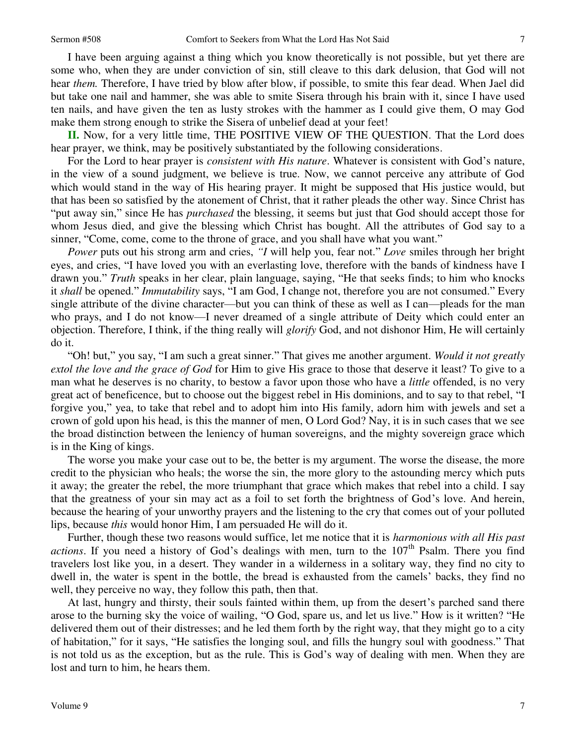I have been arguing against a thing which you know theoretically is not possible, but yet there are some who, when they are under conviction of sin, still cleave to this dark delusion, that God will not hear *them.* Therefore, I have tried by blow after blow, if possible, to smite this fear dead. When Jael did but take one nail and hammer, she was able to smite Sisera through his brain with it, since I have used ten nails, and have given the ten as lusty strokes with the hammer as I could give them, O may God make them strong enough to strike the Sisera of unbelief dead at your feet!

**II.** Now, for a very little time, THE POSITIVE VIEW OF THE QUESTION. That the Lord does hear prayer, we think, may be positively substantiated by the following considerations.

For the Lord to hear prayer is *consistent with His nature*. Whatever is consistent with God's nature, in the view of a sound judgment, we believe is true. Now, we cannot perceive any attribute of God which would stand in the way of His hearing prayer. It might be supposed that His justice would, but that has been so satisfied by the atonement of Christ, that it rather pleads the other way. Since Christ has "put away sin," since He has *purchased* the blessing, it seems but just that God should accept those for whom Jesus died, and give the blessing which Christ has bought. All the attributes of God say to a sinner, "Come, come, come to the throne of grace, and you shall have what you want."

*Power* puts out his strong arm and cries, *"I* will help you, fear not." *Love* smiles through her bright eyes, and cries, "I have loved you with an everlasting love, therefore with the bands of kindness have I drawn you." *Truth* speaks in her clear, plain language, saying, "He that seeks finds; to him who knocks it *shall* be opened." *Immutability* says, "I am God, I change not, therefore you are not consumed." Every single attribute of the divine character—but you can think of these as well as I can—pleads for the man who prays, and I do not know—I never dreamed of a single attribute of Deity which could enter an objection. Therefore, I think, if the thing really will *glorify* God, and not dishonor Him, He will certainly do it.

"Oh! but," you say, "I am such a great sinner." That gives me another argument. *Would it not greatly extol the love and the grace of God* for Him to give His grace to those that deserve it least? To give to a man what he deserves is no charity, to bestow a favor upon those who have a *little* offended, is no very great act of beneficence, but to choose out the biggest rebel in His dominions, and to say to that rebel, "I forgive you," yea, to take that rebel and to adopt him into His family, adorn him with jewels and set a crown of gold upon his head, is this the manner of men, O Lord God? Nay, it is in such cases that we see the broad distinction between the leniency of human sovereigns, and the mighty sovereign grace which is in the King of kings.

The worse you make your case out to be, the better is my argument. The worse the disease, the more credit to the physician who heals; the worse the sin, the more glory to the astounding mercy which puts it away; the greater the rebel, the more triumphant that grace which makes that rebel into a child. I say that the greatness of your sin may act as a foil to set forth the brightness of God's love. And herein, because the hearing of your unworthy prayers and the listening to the cry that comes out of your polluted lips, because *this* would honor Him, I am persuaded He will do it.

Further, though these two reasons would suffice, let me notice that it is *harmonious with all His past actions*. If you need a history of God's dealings with men, turn to the 107th Psalm. There you find travelers lost like you, in a desert. They wander in a wilderness in a solitary way, they find no city to dwell in, the water is spent in the bottle, the bread is exhausted from the camels' backs, they find no well, they perceive no way, they follow this path, then that.

At last, hungry and thirsty, their souls fainted within them, up from the desert's parched sand there arose to the burning sky the voice of wailing, "O God, spare us, and let us live." How is it written? "He delivered them out of their distresses; and he led them forth by the right way, that they might go to a city of habitation," for it says, "He satisfies the longing soul, and fills the hungry soul with goodness." That is not told us as the exception, but as the rule. This is God's way of dealing with men. When they are lost and turn to him, he hears them.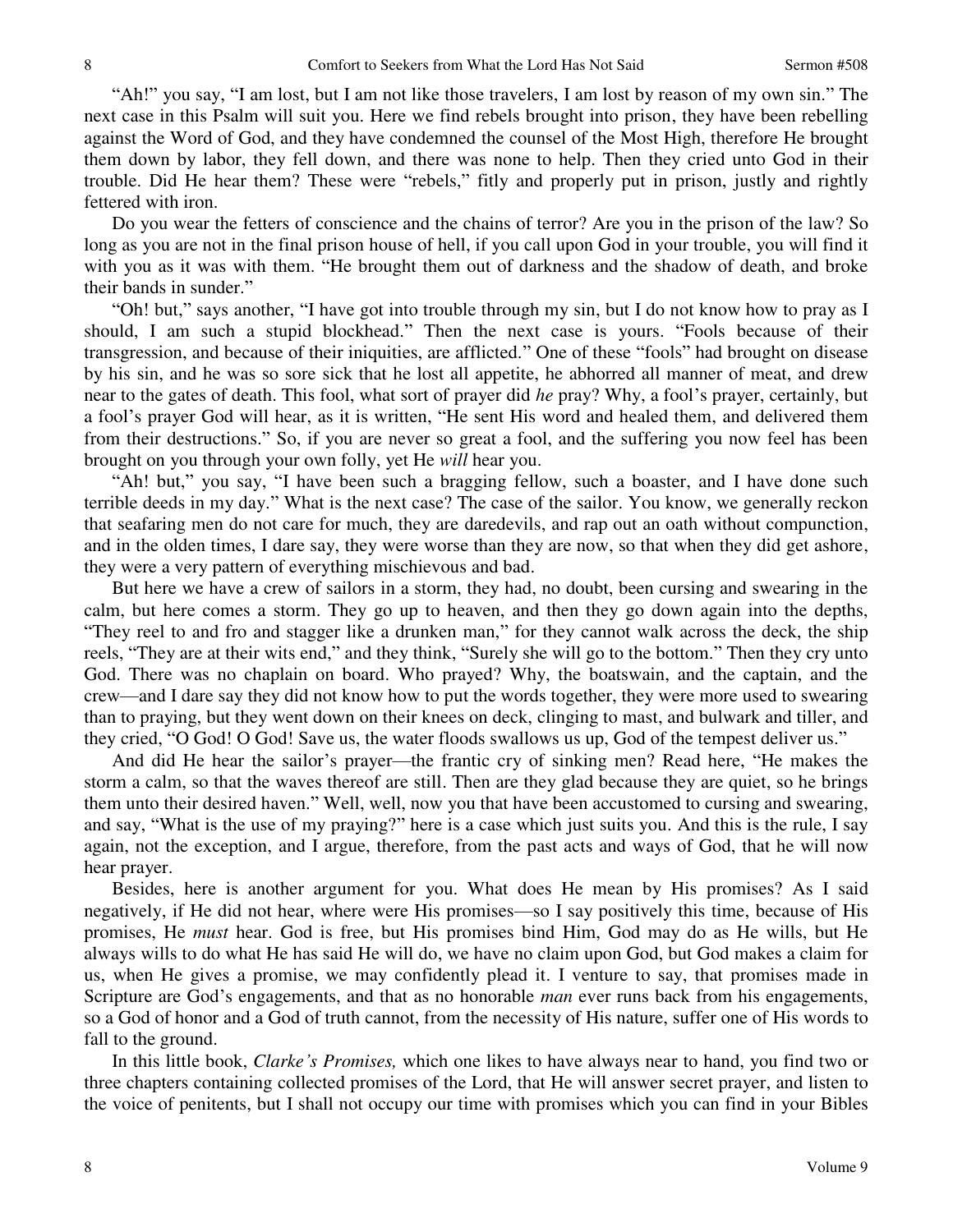"Ah!" you say, "I am lost, but I am not like those travelers, I am lost by reason of my own sin." The next case in this Psalm will suit you. Here we find rebels brought into prison, they have been rebelling against the Word of God, and they have condemned the counsel of the Most High, therefore He brought them down by labor, they fell down, and there was none to help. Then they cried unto God in their trouble. Did He hear them? These were "rebels," fitly and properly put in prison, justly and rightly fettered with iron.

Do you wear the fetters of conscience and the chains of terror? Are you in the prison of the law? So long as you are not in the final prison house of hell, if you call upon God in your trouble, you will find it with you as it was with them. "He brought them out of darkness and the shadow of death, and broke their bands in sunder."

"Oh! but," says another, "I have got into trouble through my sin, but I do not know how to pray as I should, I am such a stupid blockhead." Then the next case is yours. "Fools because of their transgression, and because of their iniquities, are afflicted." One of these "fools" had brought on disease by his sin, and he was so sore sick that he lost all appetite, he abhorred all manner of meat, and drew near to the gates of death. This fool, what sort of prayer did *he* pray? Why, a fool's prayer, certainly, but a fool's prayer God will hear, as it is written, "He sent His word and healed them, and delivered them from their destructions." So, if you are never so great a fool, and the suffering you now feel has been brought on you through your own folly, yet He *will* hear you.

"Ah! but," you say, "I have been such a bragging fellow, such a boaster, and I have done such terrible deeds in my day." What is the next case? The case of the sailor. You know, we generally reckon that seafaring men do not care for much, they are daredevils, and rap out an oath without compunction, and in the olden times, I dare say, they were worse than they are now, so that when they did get ashore, they were a very pattern of everything mischievous and bad.

But here we have a crew of sailors in a storm, they had, no doubt, been cursing and swearing in the calm, but here comes a storm. They go up to heaven, and then they go down again into the depths, "They reel to and fro and stagger like a drunken man," for they cannot walk across the deck, the ship reels, "They are at their wits end," and they think, "Surely she will go to the bottom." Then they cry unto God. There was no chaplain on board. Who prayed? Why, the boatswain, and the captain, and the crew—and I dare say they did not know how to put the words together, they were more used to swearing than to praying, but they went down on their knees on deck, clinging to mast, and bulwark and tiller, and they cried, "O God! O God! Save us, the water floods swallows us up, God of the tempest deliver us."

And did He hear the sailor's prayer—the frantic cry of sinking men? Read here, "He makes the storm a calm, so that the waves thereof are still. Then are they glad because they are quiet, so he brings them unto their desired haven." Well, well, now you that have been accustomed to cursing and swearing, and say, "What is the use of my praying?" here is a case which just suits you. And this is the rule, I say again, not the exception, and I argue, therefore, from the past acts and ways of God, that he will now hear prayer.

Besides, here is another argument for you. What does He mean by His promises? As I said negatively, if He did not hear, where were His promises—so I say positively this time, because of His promises, He *must* hear. God is free, but His promises bind Him, God may do as He wills, but He always wills to do what He has said He will do, we have no claim upon God, but God makes a claim for us, when He gives a promise, we may confidently plead it. I venture to say, that promises made in Scripture are God's engagements, and that as no honorable *man* ever runs back from his engagements, so a God of honor and a God of truth cannot, from the necessity of His nature, suffer one of His words to fall to the ground.

In this little book, *Clarke's Promises,* which one likes to have always near to hand, you find two or three chapters containing collected promises of the Lord, that He will answer secret prayer, and listen to the voice of penitents, but I shall not occupy our time with promises which you can find in your Bibles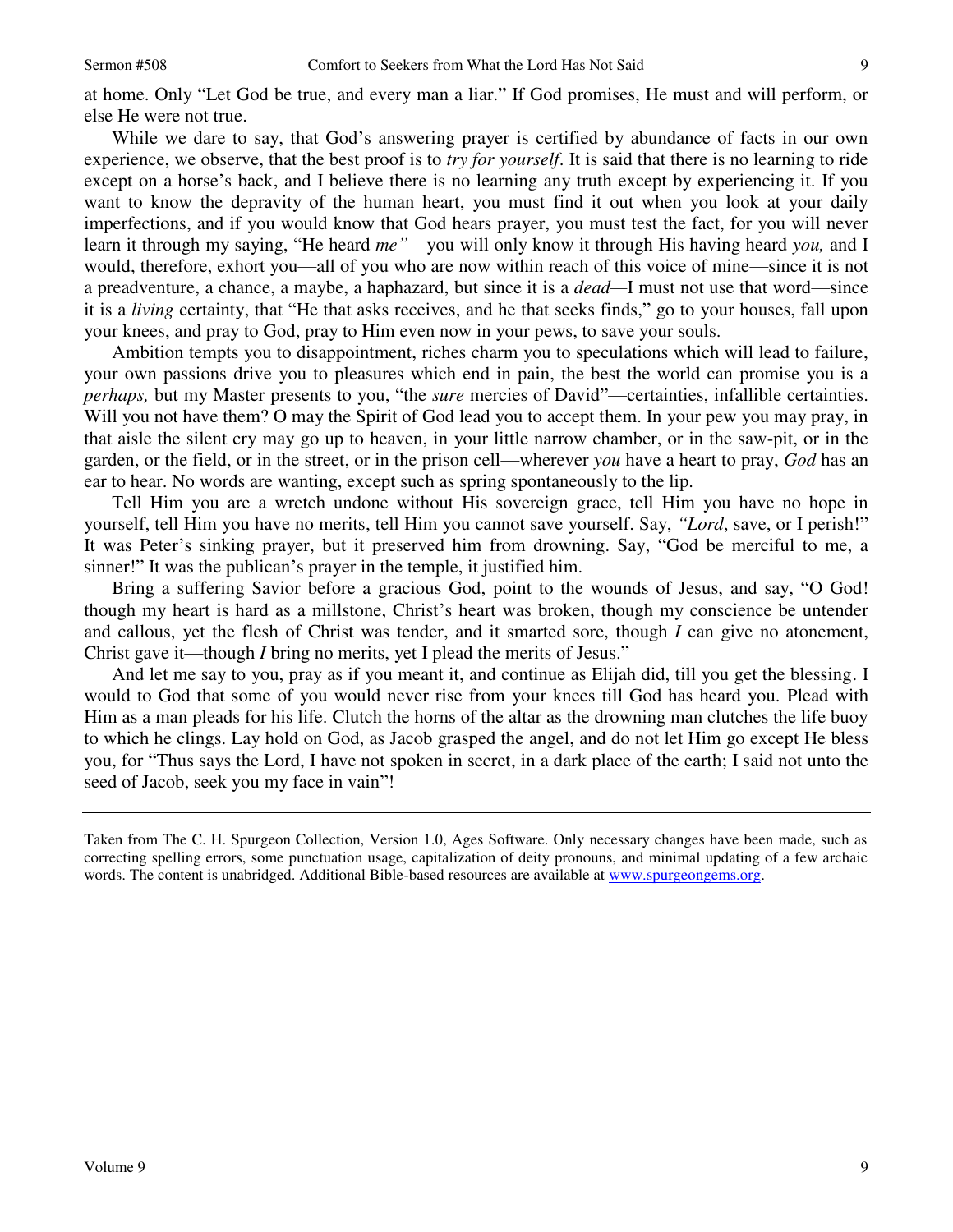at home. Only "Let God be true, and every man a liar." If God promises, He must and will perform, or else He were not true.

While we dare to say, that God's answering prayer is certified by abundance of facts in our own experience, we observe, that the best proof is to *try for yourself*. It is said that there is no learning to ride except on a horse's back, and I believe there is no learning any truth except by experiencing it. If you want to know the depravity of the human heart, you must find it out when you look at your daily imperfections, and if you would know that God hears prayer, you must test the fact, for you will never learn it through my saying, "He heard *me"*—you will only know it through His having heard *you,* and I would, therefore, exhort you—all of you who are now within reach of this voice of mine—since it is not a preadventure, a chance, a maybe, a haphazard, but since it is a *dead—*I must not use that word—since it is a *living* certainty, that "He that asks receives, and he that seeks finds," go to your houses, fall upon your knees, and pray to God, pray to Him even now in your pews, to save your souls.

Ambition tempts you to disappointment, riches charm you to speculations which will lead to failure, your own passions drive you to pleasures which end in pain, the best the world can promise you is a *perhaps,* but my Master presents to you, "the *sure* mercies of David"—certainties, infallible certainties. Will you not have them? O may the Spirit of God lead you to accept them. In your pew you may pray, in that aisle the silent cry may go up to heaven, in your little narrow chamber, or in the saw-pit, or in the garden, or the field, or in the street, or in the prison cell—wherever *you* have a heart to pray, *God* has an ear to hear. No words are wanting, except such as spring spontaneously to the lip.

Tell Him you are a wretch undone without His sovereign grace, tell Him you have no hope in yourself, tell Him you have no merits, tell Him you cannot save yourself. Say, *"Lord*, save, or I perish!" It was Peter's sinking prayer, but it preserved him from drowning. Say, "God be merciful to me, a sinner!" It was the publican's prayer in the temple, it justified him.

Bring a suffering Savior before a gracious God, point to the wounds of Jesus, and say, "O God! though my heart is hard as a millstone, Christ's heart was broken, though my conscience be untender and callous, yet the flesh of Christ was tender, and it smarted sore, though *I* can give no atonement, Christ gave it—though *I* bring no merits, yet I plead the merits of Jesus."

And let me say to you, pray as if you meant it, and continue as Elijah did, till you get the blessing. I would to God that some of you would never rise from your knees till God has heard you. Plead with Him as a man pleads for his life. Clutch the horns of the altar as the drowning man clutches the life buoy to which he clings. Lay hold on God, as Jacob grasped the angel, and do not let Him go except He bless you, for "Thus says the Lord, I have not spoken in secret, in a dark place of the earth; I said not unto the seed of Jacob, seek you my face in vain"!

---

Taken from The C. H. Spurgeon Collection, Version 1.0, Ages Software. Only necessary changes have been made, such as correcting spelling errors, some punctuation usage, capitalization of deity pronouns, and minimal updating of a few archaic words. The content is unabridged. Additional Bible-based resources are available at www.spurgeongems.org.